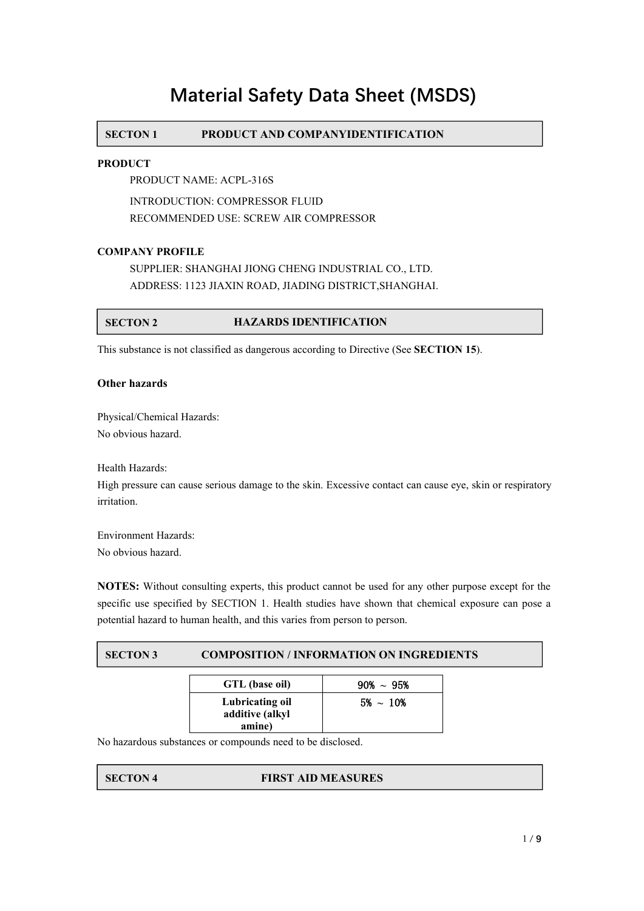# Material Safety Data Sheet (MSDS)

## SECTON 1 PRODUCT AND COMPANYIDENTIFICATION

**PRODUCT**

PRODUCT NAME: ACPL-316S

INTRODUCTION: COMPRESSOR FLUID

RECOMMENDED USE: SCREW AIR COMPRESSOR

**COMPANY PROFILE**

SUPPLIER: SHANGHAI JIONG CHENG INDUSTRIAL CO., LTD.

ADDRESS: 1123 JIAXIN ROAD, JIADING DISTRICT,SHANGHAI.

## SECTON 2 HAZARDS IDENTIFICATION

This substance is not classified as dangerous according to Directive (See **SECTION 15**).

**Other hazards**

Physical/Chemical Hazards:
No obvious hazard.

Health Hazards:
High pressure can cause serious damage to the skin. Excessive contact can cause eye, skin or respiratory irritation.

Environment Hazards:
No obvious hazard.

**NOTES:** Without consulting experts, this product cannot be used for any other purpose except for the specific use specified by SECTION 1. Health studies have shown that chemical exposure can pose a potential hazard to human health, and this varies from person to person.

## SECTON 3 COMPOSITION / INFORMATION ON INGREDIENTS

| GTL (base oil) | 90% ~ 95% |
|---|---|
| Lubricating oil additive (alkyl amine) | 5% ~ 10% |

No hazardous substances or compounds need to be disclosed.

## SECTON 4 FIRST AID MEASURES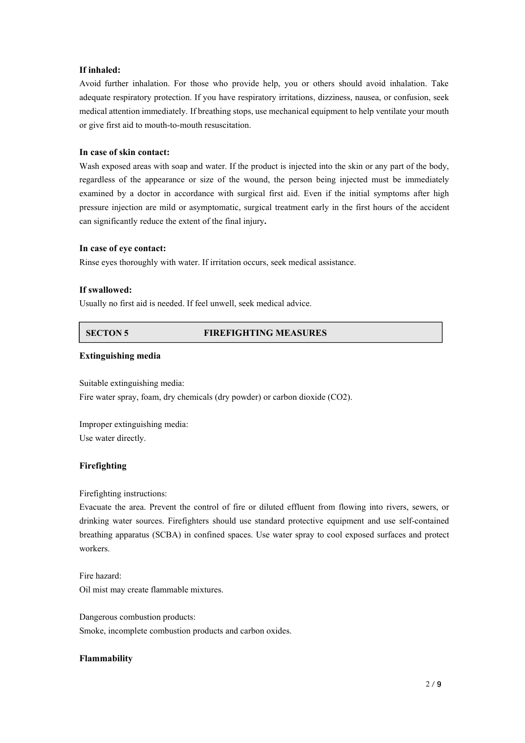**If inhaled:**

Avoid further inhalation. For those who provide help, you or others should avoid inhalation. Take adequate respiratory protection. If you have respiratory irritations, dizziness, nausea, or confusion, seek medical attention immediately. If breathing stops, use mechanical equipment to help ventilate your mouth or give first aid to mouth-to-mouth resuscitation.

**In case of skin contact:**

Wash exposed areas with soap and water. If the product is injected into the skin or any part of the body, regardless of the appearance or size of the wound, the person being injected must be immediately examined by a doctor in accordance with surgical first aid. Even if the initial symptoms after high pressure injection are mild or asymptomatic, surgical treatment early in the first hours of the accident can significantly reduce the extent of the final injury**.**

**In case of eye contact:**

Rinse eyes thoroughly with water. If irritation occurs, seek medical assistance.

**If swallowed:**

Usually no first aid is needed. If feel unwell, seek medical advice.

## SECTON 5 FIREFIGHTING MEASURES

**Extinguishing media**

Suitable extinguishing media:

Fire water spray, foam, dry chemicals (dry powder) or carbon dioxide ($CO_2$).

Improper extinguishing media:

Use water directly.

**Firefighting**

Firefighting instructions:

Evacuate the area. Prevent the control of fire or diluted effluent from flowing into rivers, sewers, or drinking water sources. Firefighters should use standard protective equipment and use self-contained breathing apparatus (SCBA) in confined spaces. Use water spray to cool exposed surfaces and protect workers.

Fire hazard:

Oil mist may create flammable mixtures.

Dangerous combustion products:

Smoke, incomplete combustion products and carbon oxides.

**Flammability**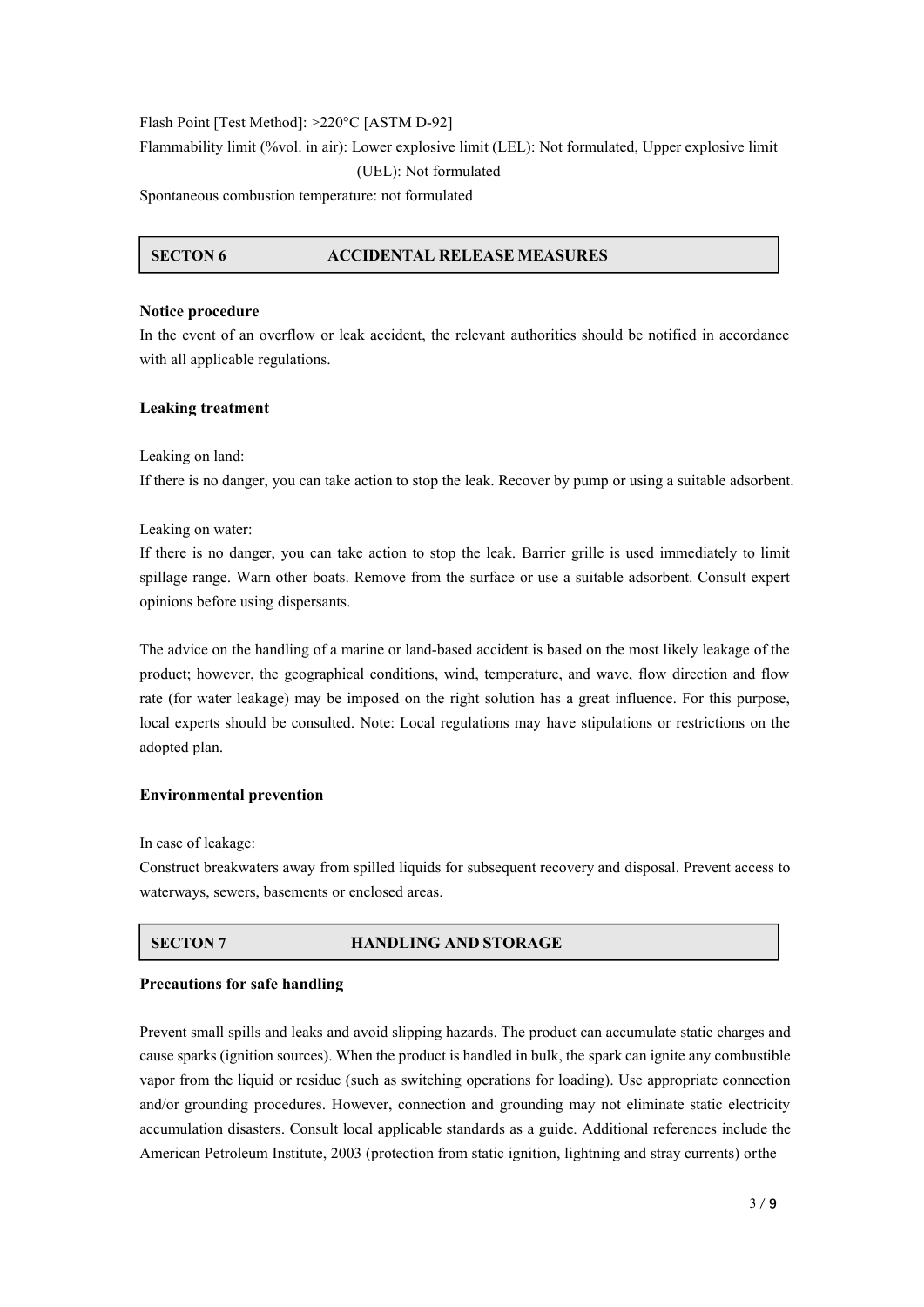Flash Point [Test Method]: >220°C [ASTM D-92]

Flammability limit (%vol. in air): Lower explosive limit (LEL): Not formulated, Upper explosive limit (UEL): Not formulated

Spontaneous combustion temperature: not formulated

## SECTON 6 ACCIDENTAL RELEASE MEASURES

**Notice procedure**

In the event of an overflow or leak accident, the relevant authorities should be notified in accordance with all applicable regulations.

**Leaking treatment**

Leaking on land:

If there is no danger, you can take action to stop the leak. Recover by pump or using a suitable adsorbent.

Leaking on water:

If there is no danger, you can take action to stop the leak. Barrier grille is used immediately to limit spillage range. Warn other boats. Remove from the surface or use a suitable adsorbent. Consult expert opinions before using dispersants.

The advice on the handling of a marine or land-based accident is based on the most likely leakage of the product; however, the geographical conditions, wind, temperature, and wave, flow direction and flow rate (for water leakage) may be imposed on the right solution has a great influence. For this purpose, local experts should be consulted. Note: Local regulations may have stipulations or restrictions on the adopted plan.

**Environmental prevention**

In case of leakage:

Construct breakwaters away from spilled liquids for subsequent recovery and disposal. Prevent access to waterways, sewers, basements or enclosed areas.

## SECTON 7 HANDLING AND STORAGE

**Precautions for safe handling**

Prevent small spills and leaks and avoid slipping hazards. The product can accumulate static charges and cause sparks (ignition sources). When the product is handled in bulk, the spark can ignite any combustible vapor from the liquid or residue (such as switching operations for loading). Use appropriate connection and/or grounding procedures. However, connection and grounding may not eliminate static electricity accumulation disasters. Consult local applicable standards as a guide. Additional references include the American Petroleum Institute, 2003 (protection from static ignition, lightning and stray currents) orthe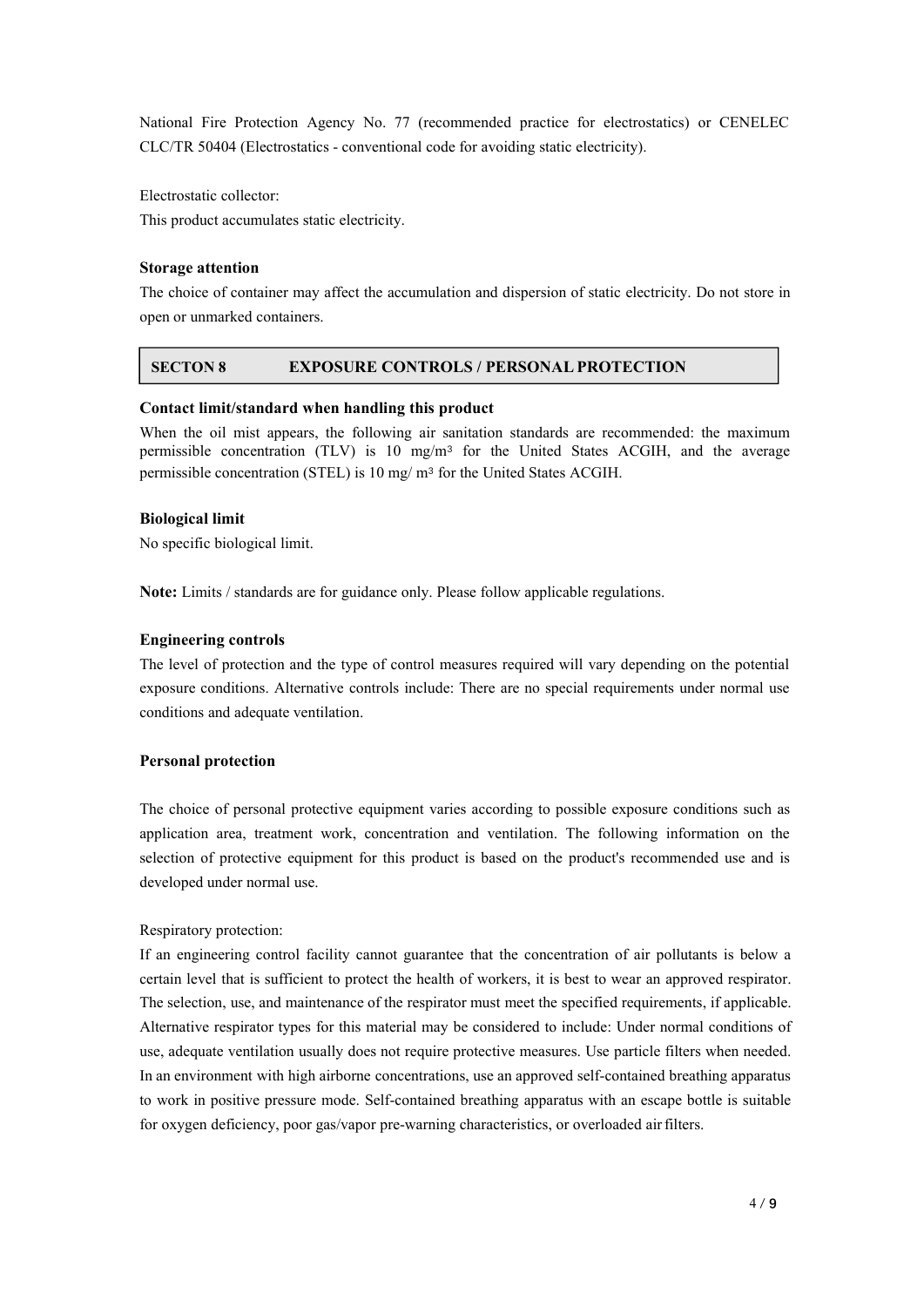National Fire Protection Agency No. 77 (recommended practice for electrostatics) or CENELEC CLC/TR 50404 (Electrostatics - conventional code for avoiding static electricity).

Electrostatic collector:
This product accumulates static electricity.

**Storage attention**

The choice of container may affect the accumulation and dispersion of static electricity. Do not store in open or unmarked containers.

## SECTON 8 EXPOSURE CONTROLS / PERSONAL PROTECTION

**Contact limit/standard when handling this product**

When the oil mist appears, the following air sanitation standards are recommended: the maximum permissible concentration (TLV) is 10 mg/m³ for the United States ACGIH, and the average permissible concentration (STEL) is 10 mg/ m³ for the United States ACGIH.

**Biological limit**

No specific biological limit.

**Note:** Limits / standards are for guidance only. Please follow applicable regulations.

**Engineering controls**

The level of protection and the type of control measures required will vary depending on the potential exposure conditions. Alternative controls include: There are no special requirements under normal use conditions and adequate ventilation.

**Personal protection**

The choice of personal protective equipment varies according to possible exposure conditions such as application area, treatment work, concentration and ventilation. The following information on the selection of protective equipment for this product is based on the product's recommended use and is developed under normal use.

Respiratory protection:
If an engineering control facility cannot guarantee that the concentration of air pollutants is below a certain level that is sufficient to protect the health of workers, it is best to wear an approved respirator. The selection, use, and maintenance of the respirator must meet the specified requirements, if applicable. Alternative respirator types for this material may be considered to include: Under normal conditions of use, adequate ventilation usually does not require protective measures. Use particle filters when needed. In an environment with high airborne concentrations, use an approved self-contained breathing apparatus to work in positive pressure mode. Self-contained breathing apparatus with an escape bottle is suitable for oxygen deficiency, poor gas/vapor pre-warning characteristics, or overloaded air filters.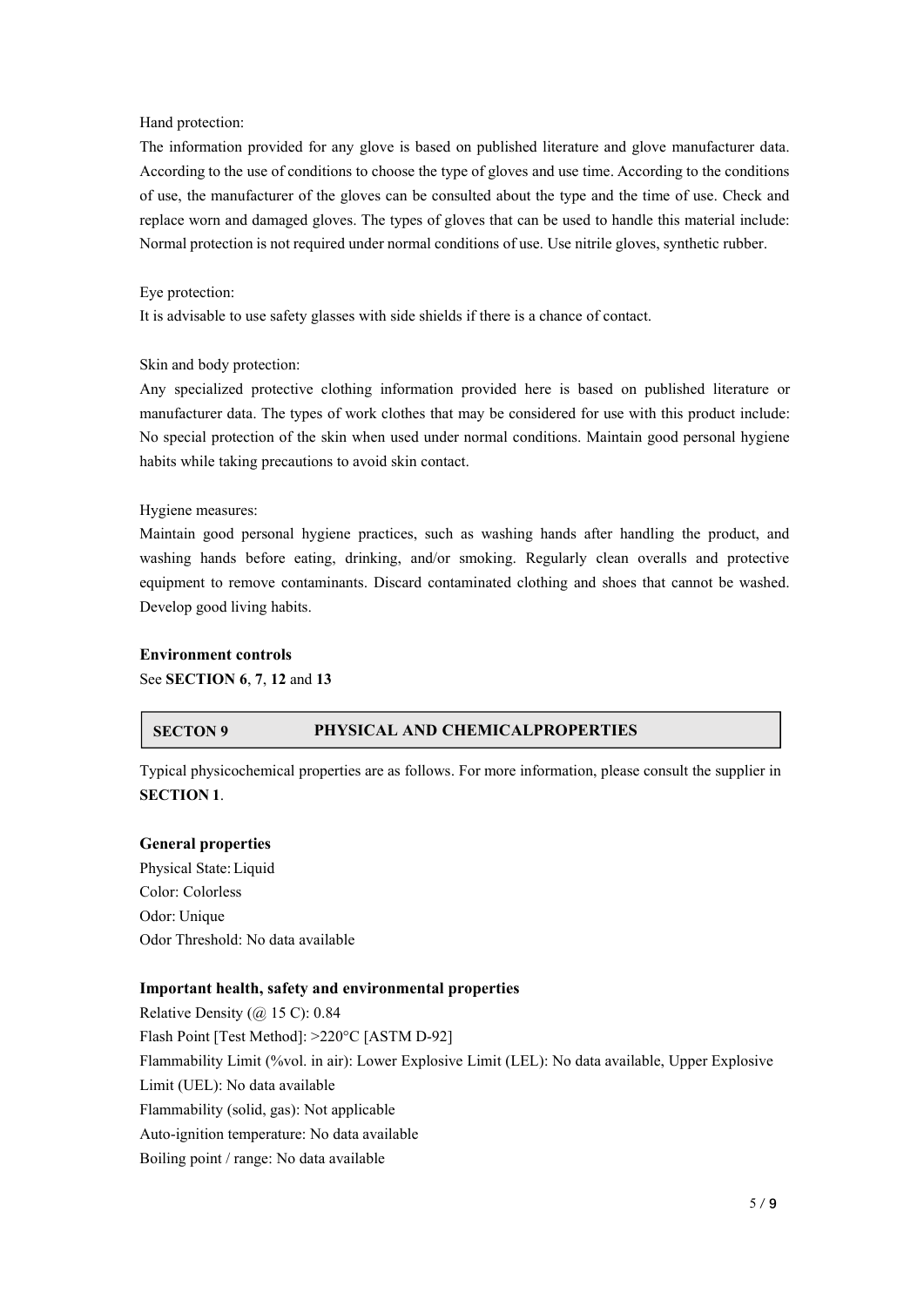Hand protection:

The information provided for any glove is based on published literature and glove manufacturer data. According to the use of conditions to choose the type of gloves and use time. According to the conditions of use, the manufacturer of the gloves can be consulted about the type and the time of use. Check and replace worn and damaged gloves. The types of gloves that can be used to handle this material include: Normal protection is not required under normal conditions of use. Use nitrile gloves, synthetic rubber.

Eye protection:

It is advisable to use safety glasses with side shields if there is a chance of contact.

Skin and body protection:

Any specialized protective clothing information provided here is based on published literature or manufacturer data. The types of work clothes that may be considered for use with this product include: No special protection of the skin when used under normal conditions. Maintain good personal hygiene habits while taking precautions to avoid skin contact.

Hygiene measures:

Maintain good personal hygiene practices, such as washing hands after handling the product, and washing hands before eating, drinking, and/or smoking. Regularly clean overalls and protective equipment to remove contaminants. Discard contaminated clothing and shoes that cannot be washed. Develop good living habits.

**Environment controls**

See **SECTION 6**, **7**, **12** and **13**

## SECTON 9 PHYSICAL AND CHEMICALPROPERTIES

Typical physicochemical properties are as follows. For more information, please consult the supplier in **SECTION 1**.

**General properties**

Physical State: Liquid
Color: Colorless
Odor: Unique
Odor Threshold: No data available

**Important health, safety and environmental properties**

Relative Density (@ 15 C): 0.84
Flash Point [Test Method]: >220°C [ASTM D-92]
Flammability Limit (%vol. in air): Lower Explosive Limit (LEL): No data available, Upper Explosive Limit (UEL): No data available
Flammability (solid, gas): Not applicable
Auto-ignition temperature: No data available
Boiling point / range: No data available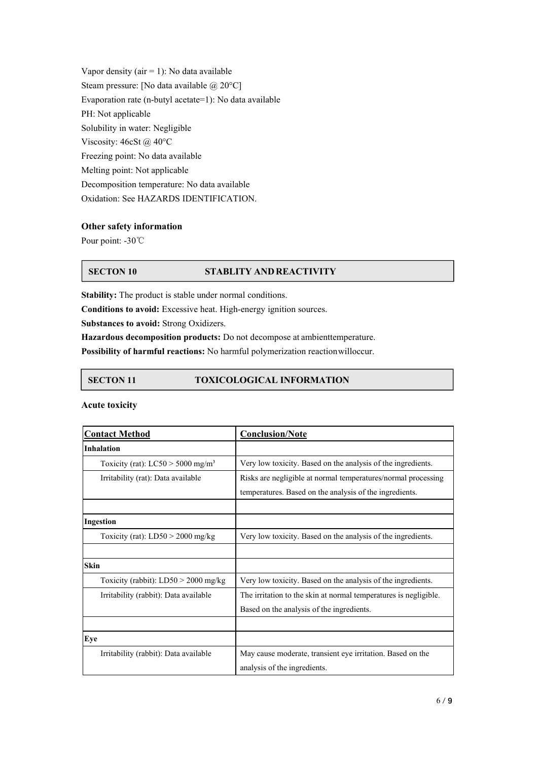Vapor density (air = 1): No data available

Steam pressure: [No data available @ 20°C]

Evaporation rate (n-butyl acetate=1): No data available

PH: Not applicable

Solubility in water: Negligible

Viscosity: 46cSt @ 40°C

Freezing point: No data available

Melting point: Not applicable

Decomposition temperature: No data available

Oxidation: See HAZARDS IDENTIFICATION.

**Other safety information**

Pour point: -30℃

## SECTON 10 STABLITY AND REACTIVITY

**Stability:** The product is stable under normal conditions.

**Conditions to avoid:** Excessive heat. High-energy ignition sources.

**Substances to avoid:** Strong Oxidizers.

**Hazardous decomposition products:** Do not decompose at ambienttemperature.

**Possibility of harmful reactions:** No harmful polymerization reactionwilloccur.

## SECTON 11 TOXICOLOGICAL INFORMATION

**Acute toxicity**

| Contact Method | Conclusion/Note |
|---|---|
| **Inhalation** | |
| Toxicity (rat): LC50 > 5000 mg/m³ | Very low toxicity. Based on the analysis of the ingredients. |
| Irritability (rat): Data available | Risks are negligible at normal temperatures/normal processing temperatures. Based on the analysis of the ingredients. |
| | |
| **Ingestion** | |
| Toxicity (rat): LD50 > 2000 mg/kg | Very low toxicity. Based on the analysis of the ingredients. |
| | |
| **Skin** | |
| Toxicity (rabbit): LD50 > 2000 mg/kg | Very low toxicity. Based on the analysis of the ingredients. |
| Irritability (rabbit): Data available | The irritation to the skin at normal temperatures is negligible. Based on the analysis of the ingredients. |
| | |
| **Eye** | |
| Irritability (rabbit): Data available | May cause moderate, transient eye irritation. Based on the analysis of the ingredients. |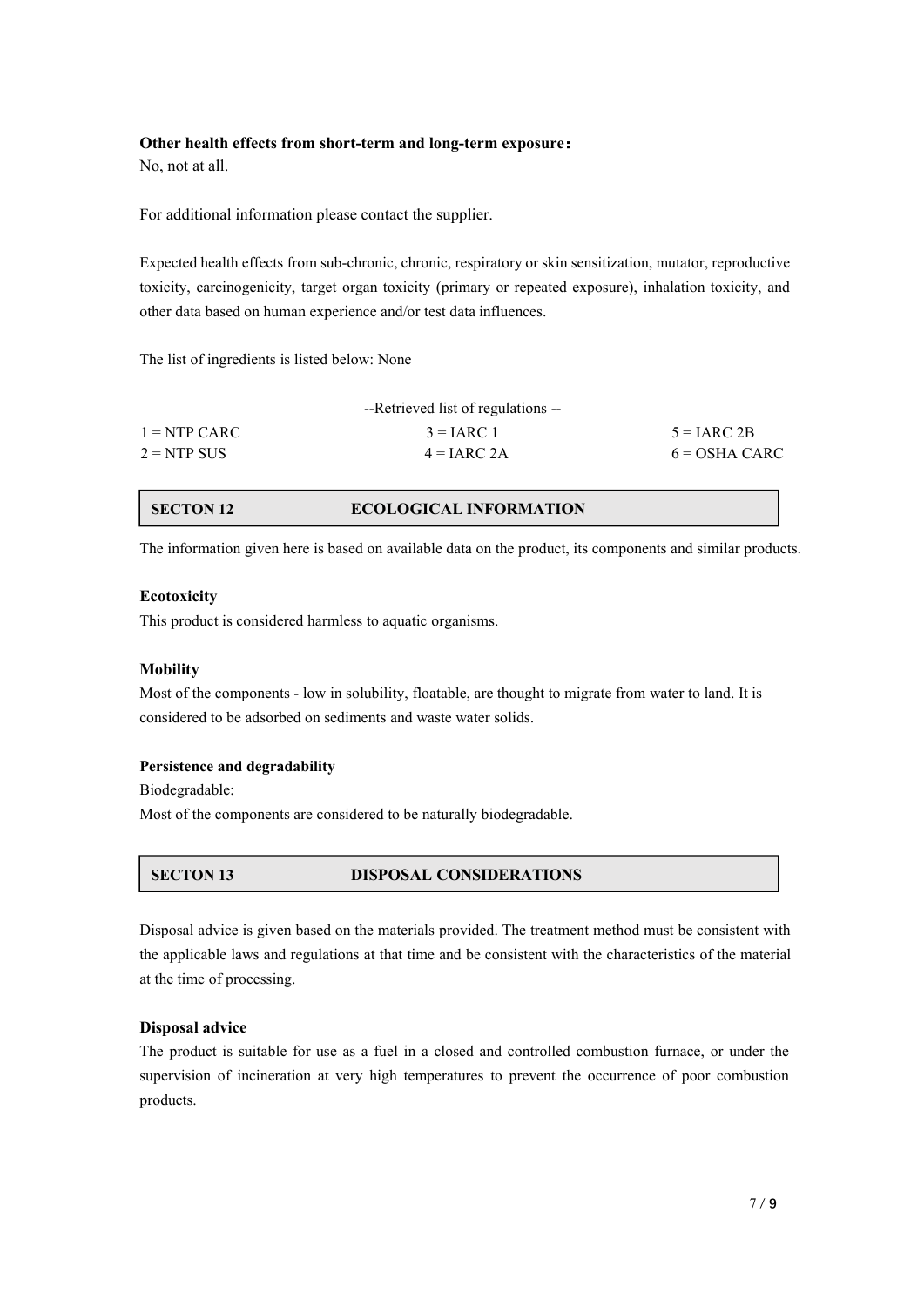**Other health effects from short-term and long-term exposure：**
No, not at all.

For additional information please contact the supplier.

Expected health effects from sub-chronic, chronic, respiratory or skin sensitization, mutator, reproductive toxicity, carcinogenicity, target organ toxicity (primary or repeated exposure), inhalation toxicity, and other data based on human experience and/or test data influences.

The list of ingredients is listed below: None

--Retrieved list of regulations --

| | | |
|---|---|---|
| 1 = NTP CARC | 3 = IARC 1 | 5 = IARC 2B |
| 2 = NTP SUS | 4 = IARC 2A | 6 = OSHA CARC |

## SECTON 12 ECOLOGICAL INFORMATION

The information given here is based on available data on the product, its components and similar products.

**Ecotoxicity**
This product is considered harmless to aquatic organisms.

**Mobility**
Most of the components - low in solubility, floatable, are thought to migrate from water to land. It is considered to be adsorbed on sediments and waste water solids.

**Persistence and degradability**
Biodegradable:
Most of the components are considered to be naturally biodegradable.

## SECTON 13 DISPOSAL CONSIDERATIONS

Disposal advice is given based on the materials provided. The treatment method must be consistent with the applicable laws and regulations at that time and be consistent with the characteristics of the material at the time of processing.

**Disposal advice**
The product is suitable for use as a fuel in a closed and controlled combustion furnace, or under the supervision of incineration at very high temperatures to prevent the occurrence of poor combustion products.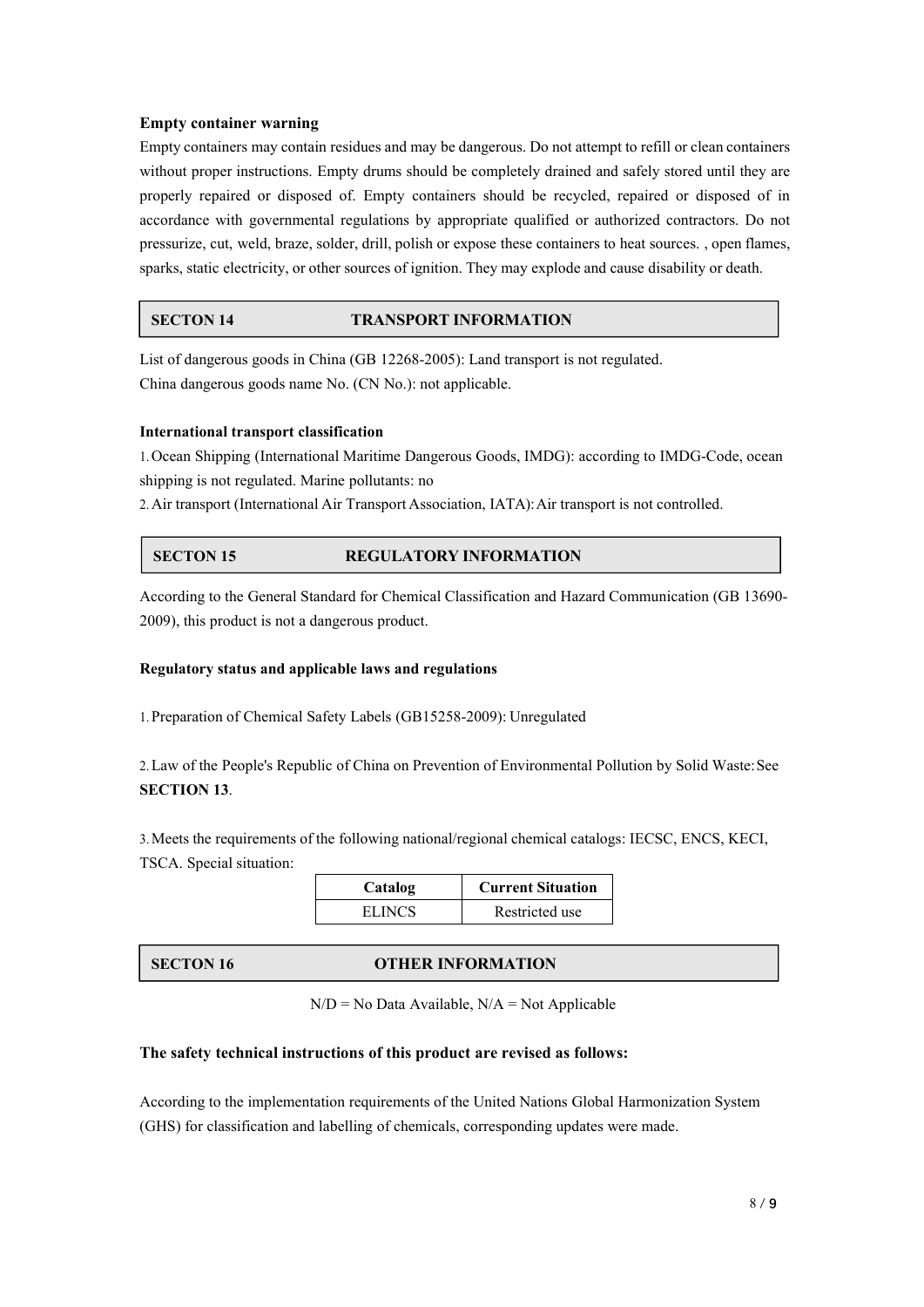**Empty container warning**

Empty containers may contain residues and may be dangerous. Do not attempt to refill or clean containers without proper instructions. Empty drums should be completely drained and safely stored until they are properly repaired or disposed of. Empty containers should be recycled, repaired or disposed of in accordance with governmental regulations by appropriate qualified or authorized contractors. Do not pressurize, cut, weld, braze, solder, drill, polish or expose these containers to heat sources. , open flames, sparks, static electricity, or other sources of ignition. They may explode and cause disability or death.

## SECTON 14 TRANSPORT INFORMATION

List of dangerous goods in China (GB 12268-2005): Land transport is not regulated.
China dangerous goods name No. (CN No.): not applicable.

**International transport classification**

1. Ocean Shipping (International Maritime Dangerous Goods, IMDG): according to IMDG-Code, ocean shipping is not regulated. Marine pollutants: no
2. Air transport (International Air Transport Association, IATA): Air transport is not controlled.

## SECTON 15 REGULATORY INFORMATION

According to the General Standard for Chemical Classification and Hazard Communication (GB 13690-2009), this product is not a dangerous product.

**Regulatory status and applicable laws and regulations**

1. Preparation of Chemical Safety Labels (GB15258-2009): Unregulated

2. Law of the People's Republic of China on Prevention of Environmental Pollution by Solid Waste: See **SECTION 13**.

3. Meets the requirements of the following national/regional chemical catalogs: IECSC, ENCS, KECI, TSCA. Special situation:

| Catalog | Current Situation |
|---|---|
| ELINCS | Restricted use |

## SECTON 16 OTHER INFORMATION

N/D = No Data Available, N/A = Not Applicable

**The safety technical instructions of this product are revised as follows:**

According to the implementation requirements of the United Nations Global Harmonization System (GHS) for classification and labelling of chemicals, corresponding updates were made.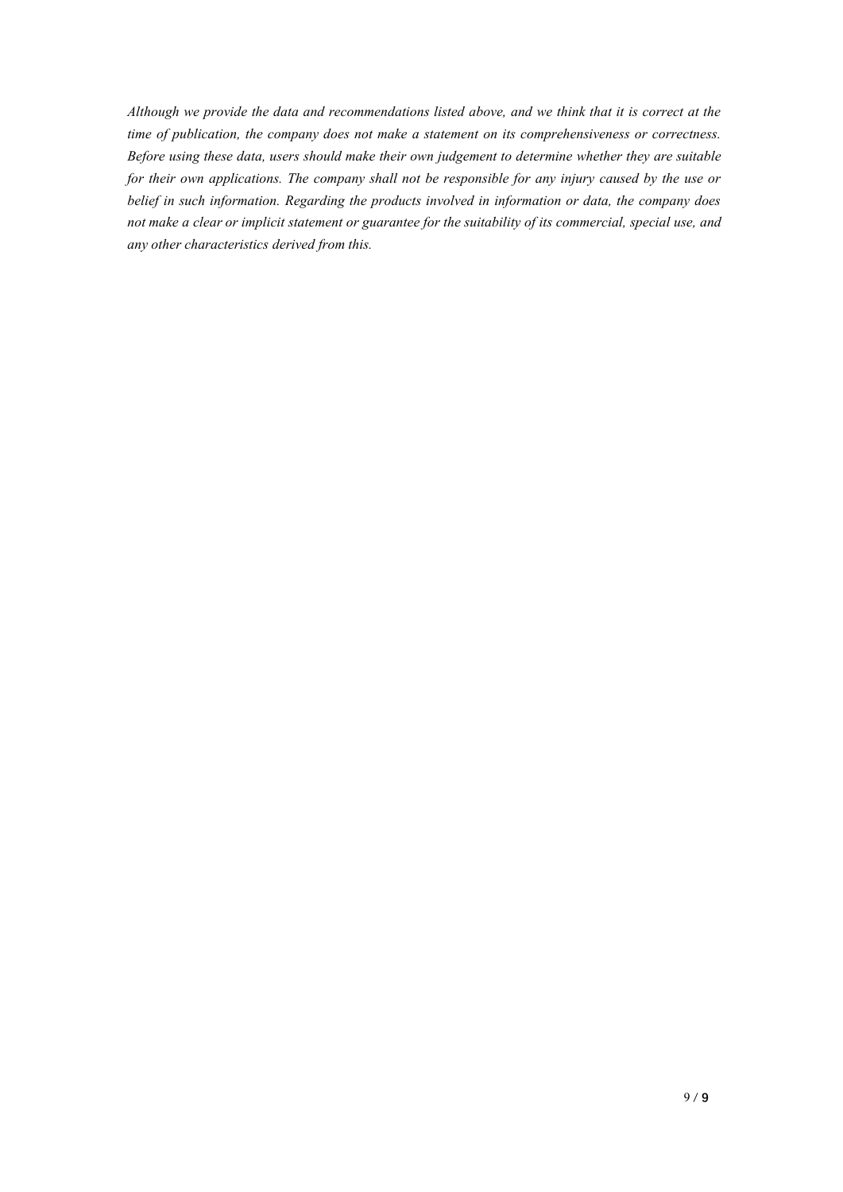*Although we provide the data and recommendations listed above, and we think that it is correct at the time of publication, the company does not make a statement on its comprehensiveness or correctness. Before using these data, users should make their own judgement to determine whether they are suitable for their own applications. The company shall not be responsible for any injury caused by the use or belief in such information. Regarding the products involved in information or data, the company does not make a clear or implicit statement or guarantee for the suitability of its commercial, special use, and any other characteristics derived from this.*